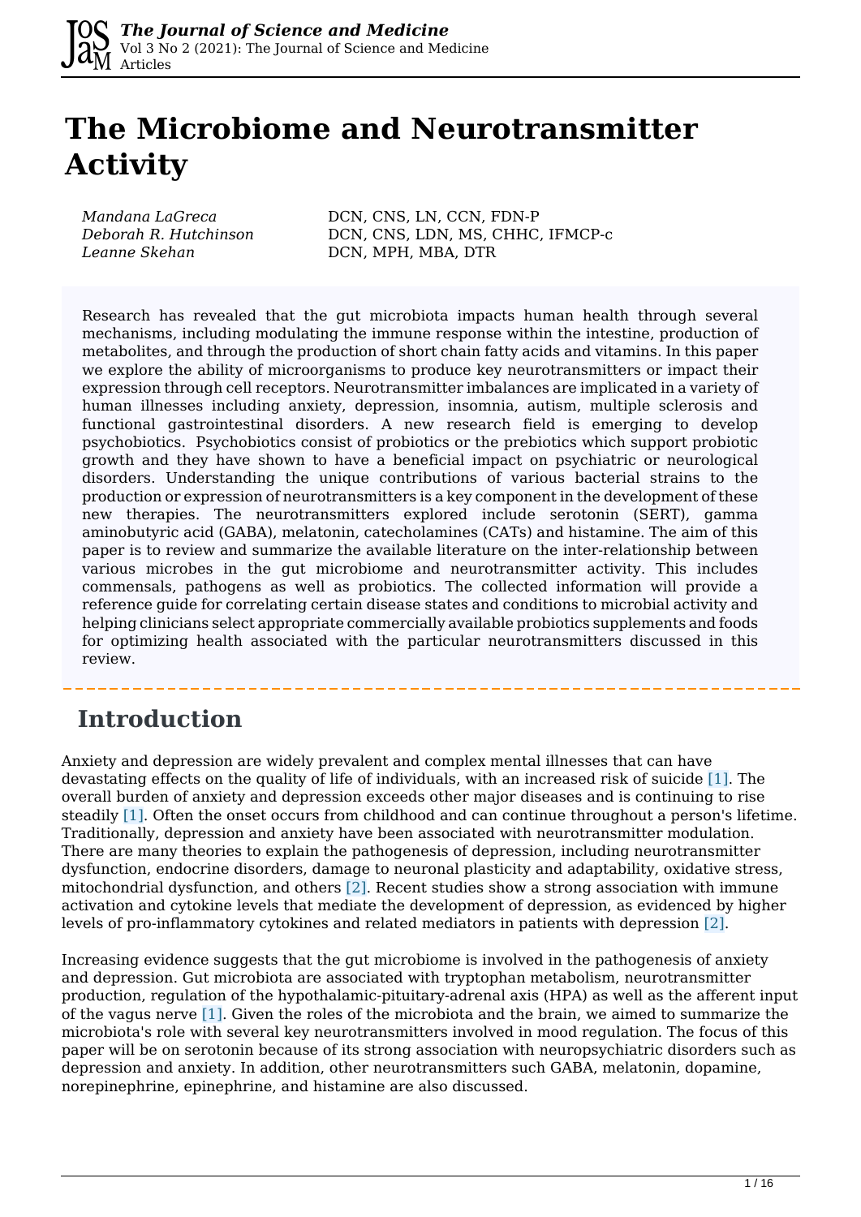# The Microbiome and Neurotransmitter Activity

| | |
|---|---|
| *Mandana LaGreca* | DCN, CNS, LN, CCN, FDN-P |
| *Deborah R. Hutchinson* | DCN, CNS, LDN, MS, CHHC, IFMCP-c |
| *Leanne Skehan* | DCN, MPH, MBA, DTR |

Research has revealed that the gut microbiota impacts human health through several mechanisms, including modulating the immune response within the intestine, production of metabolites, and through the production of short chain fatty acids and vitamins. In this paper we explore the ability of microorganisms to produce key neurotransmitters or impact their expression through cell receptors. Neurotransmitter imbalances are implicated in a variety of human illnesses including anxiety, depression, insomnia, autism, multiple sclerosis and functional gastrointestinal disorders. A new research field is emerging to develop psychobiotics. Psychobiotics consist of probiotics or the prebiotics which support probiotic growth and they have shown to have a beneficial impact on psychiatric or neurological disorders. Understanding the unique contributions of various bacterial strains to the production or expression of neurotransmitters is a key component in the development of these new therapies. The neurotransmitters explored include serotonin (SERT), gamma aminobutyric acid (GABA), melatonin, catecholamines (CATs) and histamine. The aim of this paper is to review and summarize the available literature on the inter-relationship between various microbes in the gut microbiome and neurotransmitter activity. This includes commensals, pathogens as well as probiotics. The collected information will provide a reference guide for correlating certain disease states and conditions to microbial activity and helping clinicians select appropriate commercially available probiotics supplements and foods for optimizing health associated with the particular neurotransmitters discussed in this review.

## Introduction

Anxiety and depression are widely prevalent and complex mental illnesses that can have devastating effects on the quality of life of individuals, with an increased risk of suicide [1]. The overall burden of anxiety and depression exceeds other major diseases and is continuing to rise steadily [1]. Often the onset occurs from childhood and can continue throughout a person's lifetime. Traditionally, depression and anxiety have been associated with neurotransmitter modulation. There are many theories to explain the pathogenesis of depression, including neurotransmitter dysfunction, endocrine disorders, damage to neuronal plasticity and adaptability, oxidative stress, mitochondrial dysfunction, and others [2]. Recent studies show a strong association with immune activation and cytokine levels that mediate the development of depression, as evidenced by higher levels of pro-inflammatory cytokines and related mediators in patients with depression [2].

Increasing evidence suggests that the gut microbiome is involved in the pathogenesis of anxiety and depression. Gut microbiota are associated with tryptophan metabolism, neurotransmitter production, regulation of the hypothalamic-pituitary-adrenal axis (HPA) as well as the afferent input of the vagus nerve [1]. Given the roles of the microbiota and the brain, we aimed to summarize the microbiota's role with several key neurotransmitters involved in mood regulation. The focus of this paper will be on serotonin because of its strong association with neuropsychiatric disorders such as depression and anxiety. In addition, other neurotransmitters such GABA, melatonin, dopamine, norepinephrine, epinephrine, and histamine are also discussed.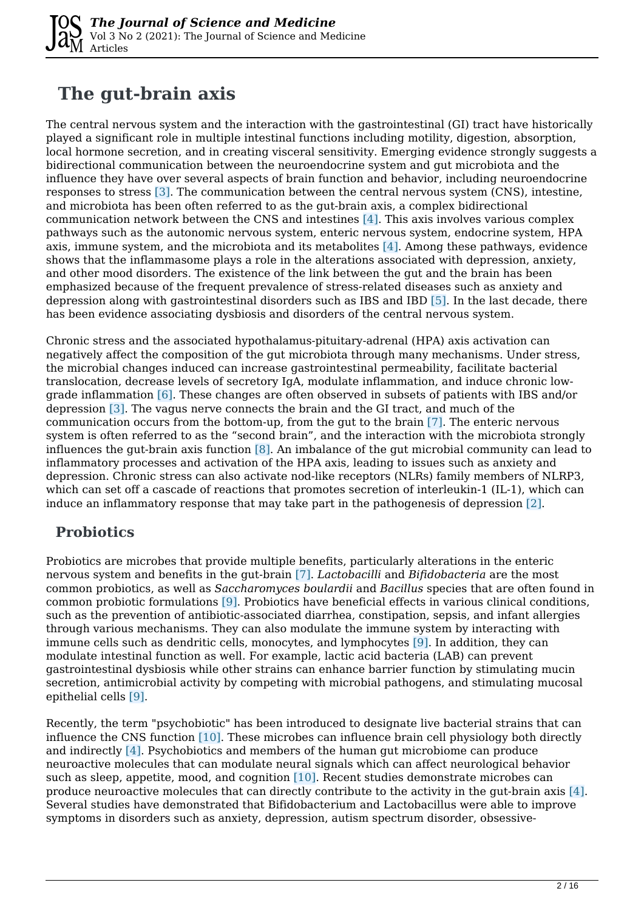# The gut-brain axis

The central nervous system and the interaction with the gastrointestinal (GI) tract have historically played a significant role in multiple intestinal functions including motility, digestion, absorption, local hormone secretion, and in creating visceral sensitivity. Emerging evidence strongly suggests a bidirectional communication between the neuroendocrine system and gut microbiota and the influence they have over several aspects of brain function and behavior, including neuroendocrine responses to stress [3]. The communication between the central nervous system (CNS), intestine, and microbiota has been often referred to as the gut-brain axis, a complex bidirectional communication network between the CNS and intestines [4]. This axis involves various complex pathways such as the autonomic nervous system, enteric nervous system, endocrine system, HPA axis, immune system, and the microbiota and its metabolites [4]. Among these pathways, evidence shows that the inflammasome plays a role in the alterations associated with depression, anxiety, and other mood disorders. The existence of the link between the gut and the brain has been emphasized because of the frequent prevalence of stress-related diseases such as anxiety and depression along with gastrointestinal disorders such as IBS and IBD [5]. In the last decade, there has been evidence associating dysbiosis and disorders of the central nervous system.

Chronic stress and the associated hypothalamus-pituitary-adrenal (HPA) axis activation can negatively affect the composition of the gut microbiota through many mechanisms. Under stress, the microbial changes induced can increase gastrointestinal permeability, facilitate bacterial translocation, decrease levels of secretory IgA, modulate inflammation, and induce chronic low-grade inflammation [6]. These changes are often observed in subsets of patients with IBS and/or depression [3]. The vagus nerve connects the brain and the GI tract, and much of the communication occurs from the bottom-up, from the gut to the brain [7]. The enteric nervous system is often referred to as the "second brain", and the interaction with the microbiota strongly influences the gut-brain axis function [8]. An imbalance of the gut microbial community can lead to inflammatory processes and activation of the HPA axis, leading to issues such as anxiety and depression. Chronic stress can also activate nod-like receptors (NLRs) family members of NLRP3, which can set off a cascade of reactions that promotes secretion of interleukin-1 (IL-1), which can induce an inflammatory response that may take part in the pathogenesis of depression [2].

## Probiotics

Probiotics are microbes that provide multiple benefits, particularly alterations in the enteric nervous system and benefits in the gut-brain [7]. *Lactobacilli* and *Bifidobacteria* are the most common probiotics, as well as *Saccharomyces boulardii* and *Bacillus* species that are often found in common probiotic formulations [9]. Probiotics have beneficial effects in various clinical conditions, such as the prevention of antibiotic-associated diarrhea, constipation, sepsis, and infant allergies through various mechanisms. They can also modulate the immune system by interacting with immune cells such as dendritic cells, monocytes, and lymphocytes [9]. In addition, they can modulate intestinal function as well. For example, lactic acid bacteria (LAB) can prevent gastrointestinal dysbiosis while other strains can enhance barrier function by stimulating mucin secretion, antimicrobial activity by competing with microbial pathogens, and stimulating mucosal epithelial cells [9].

Recently, the term "psychobiotic" has been introduced to designate live bacterial strains that can influence the CNS function [10]. These microbes can influence brain cell physiology both directly and indirectly [4]. Psychobiotics and members of the human gut microbiome can produce neuroactive molecules that can modulate neural signals which can affect neurological behavior such as sleep, appetite, mood, and cognition [10]. Recent studies demonstrate microbes can produce neuroactive molecules that can directly contribute to the activity in the gut-brain axis [4]. Several studies have demonstrated that Bifidobacterium and Lactobacillus were able to improve symptoms in disorders such as anxiety, depression, autism spectrum disorder, obsessive-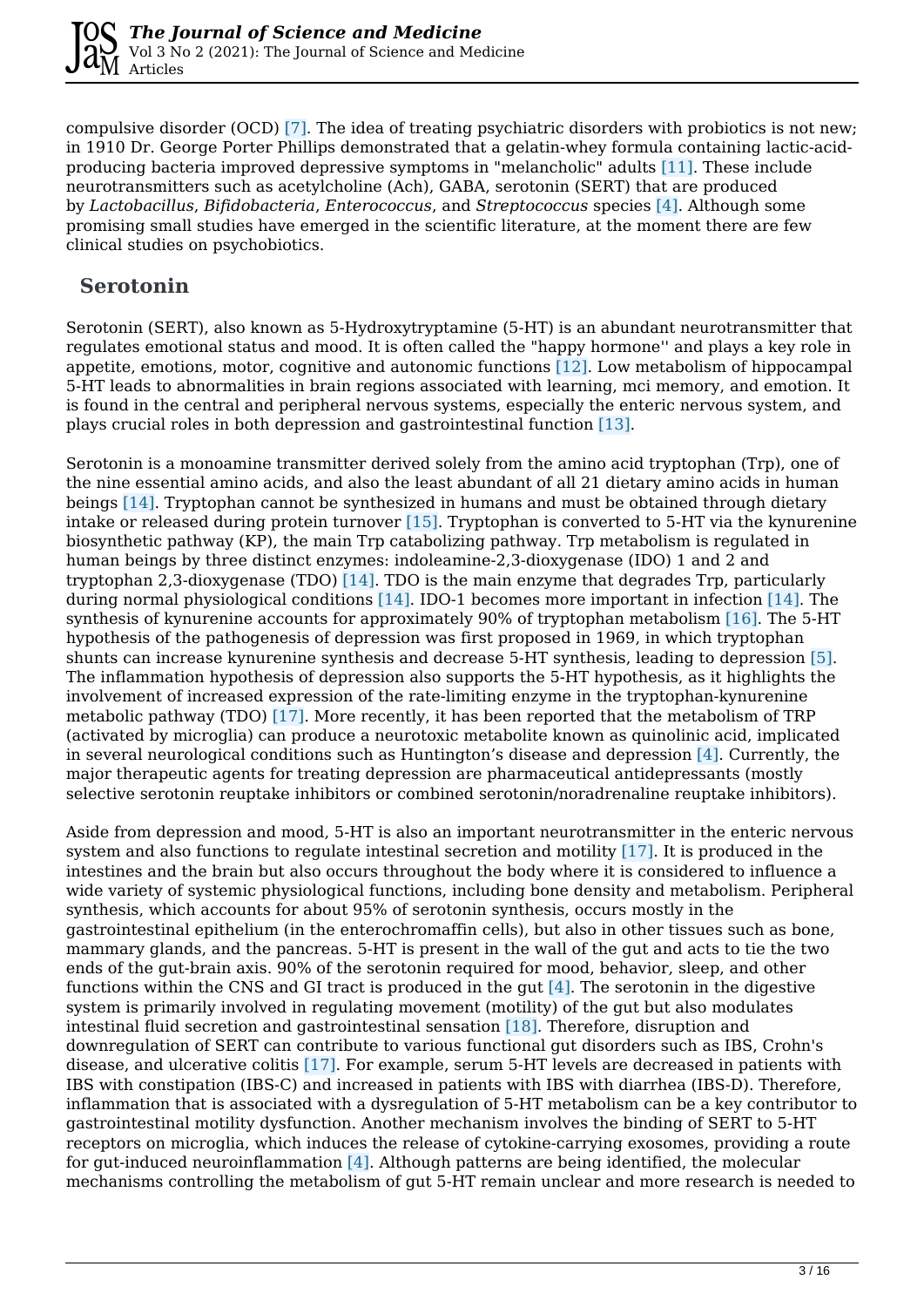compulsive disorder (OCD) [7]. The idea of treating psychiatric disorders with probiotics is not new; in 1910 Dr. George Porter Phillips demonstrated that a gelatin-whey formula containing lactic-acid-producing bacteria improved depressive symptoms in "melancholic" adults [11]. These include neurotransmitters such as acetylcholine (Ach), GABA, serotonin (SERT) that are produced by *Lactobacillus*, *Bifidobacteria*, *Enterococcus*, and *Streptococcus* species [4]. Although some promising small studies have emerged in the scientific literature, at the moment there are few clinical studies on psychobiotics.

## Serotonin

Serotonin (SERT), also known as 5-Hydroxytryptamine (5-HT) is an abundant neurotransmitter that regulates emotional status and mood. It is often called the "happy hormone'' and plays a key role in appetite, emotions, motor, cognitive and autonomic functions [12]. Low metabolism of hippocampal 5-HT leads to abnormalities in brain regions associated with learning, mci memory, and emotion. It is found in the central and peripheral nervous systems, especially the enteric nervous system, and plays crucial roles in both depression and gastrointestinal function [13].

Serotonin is a monoamine transmitter derived solely from the amino acid tryptophan (Trp), one of the nine essential amino acids, and also the least abundant of all 21 dietary amino acids in human beings [14]. Tryptophan cannot be synthesized in humans and must be obtained through dietary intake or released during protein turnover [15]. Tryptophan is converted to 5-HT via the kynurenine biosynthetic pathway (KP), the main Trp catabolizing pathway. Trp metabolism is regulated in human beings by three distinct enzymes: indoleamine-2,3-dioxygenase (IDO) 1 and 2 and tryptophan 2,3-dioxygenase (TDO) [14]. TDO is the main enzyme that degrades Trp, particularly during normal physiological conditions [14]. IDO-1 becomes more important in infection [14]. The synthesis of kynurenine accounts for approximately 90% of tryptophan metabolism [16]. The 5-HT hypothesis of the pathogenesis of depression was first proposed in 1969, in which tryptophan shunts can increase kynurenine synthesis and decrease 5-HT synthesis, leading to depression [5]. The inflammation hypothesis of depression also supports the 5-HT hypothesis, as it highlights the involvement of increased expression of the rate-limiting enzyme in the tryptophan-kynurenine metabolic pathway (TDO) [17]. More recently, it has been reported that the metabolism of TRP (activated by microglia) can produce a neurotoxic metabolite known as quinolinic acid, implicated in several neurological conditions such as Huntington's disease and depression [4]. Currently, the major therapeutic agents for treating depression are pharmaceutical antidepressants (mostly selective serotonin reuptake inhibitors or combined serotonin/noradrenaline reuptake inhibitors).

Aside from depression and mood, 5-HT is also an important neurotransmitter in the enteric nervous system and also functions to regulate intestinal secretion and motility [17]. It is produced in the intestines and the brain but also occurs throughout the body where it is considered to influence a wide variety of systemic physiological functions, including bone density and metabolism. Peripheral synthesis, which accounts for about 95% of serotonin synthesis, occurs mostly in the gastrointestinal epithelium (in the enterochromaffin cells), but also in other tissues such as bone, mammary glands, and the pancreas. 5-HT is present in the wall of the gut and acts to tie the two ends of the gut-brain axis. 90% of the serotonin required for mood, behavior, sleep, and other functions within the CNS and GI tract is produced in the gut [4]. The serotonin in the digestive system is primarily involved in regulating movement (motility) of the gut but also modulates intestinal fluid secretion and gastrointestinal sensation [18]. Therefore, disruption and downregulation of SERT can contribute to various functional gut disorders such as IBS, Crohn's disease, and ulcerative colitis [17]. For example, serum 5-HT levels are decreased in patients with IBS with constipation (IBS-C) and increased in patients with IBS with diarrhea (IBS-D). Therefore, inflammation that is associated with a dysregulation of 5-HT metabolism can be a key contributor to gastrointestinal motility dysfunction. Another mechanism involves the binding of SERT to 5-HT receptors on microglia, which induces the release of cytokine-carrying exosomes, providing a route for gut-induced neuroinflammation [4]. Although patterns are being identified, the molecular mechanisms controlling the metabolism of gut 5-HT remain unclear and more research is needed to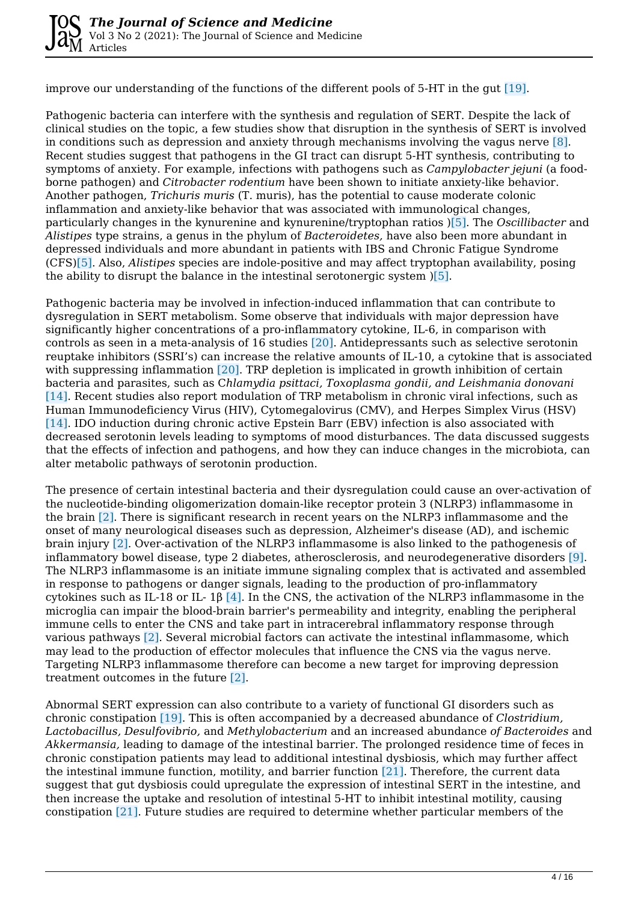improve our understanding of the functions of the different pools of 5-HT in the gut [19].

Pathogenic bacteria can interfere with the synthesis and regulation of SERT. Despite the lack of clinical studies on the topic, a few studies show that disruption in the synthesis of SERT is involved in conditions such as depression and anxiety through mechanisms involving the vagus nerve [8]. Recent studies suggest that pathogens in the GI tract can disrupt 5-HT synthesis, contributing to symptoms of anxiety. For example, infections with pathogens such as *Campylobacter jejuni* (a food-borne pathogen) and *Citrobacter rodentium* have been shown to initiate anxiety-like behavior. Another pathogen, *Trichuris muris* (T. muris), has the potential to cause moderate colonic inflammation and anxiety-like behavior that was associated with immunological changes, particularly changes in the kynurenine and kynurenine/tryptophan ratios )[5]. The *Oscillibacter* and *Alistipes* type strains, a genus in the phylum of *Bacteroidetes,* have also been more abundant in depressed individuals and more abundant in patients with IBS and Chronic Fatigue Syndrome (CFS)[5]. Also, *Alistipes* species are indole-positive and may affect tryptophan availability, posing the ability to disrupt the balance in the intestinal serotonergic system )[5].

Pathogenic bacteria may be involved in infection-induced inflammation that can contribute to dysregulation in SERT metabolism. Some observe that individuals with major depression have significantly higher concentrations of a pro-inflammatory cytokine, IL-6, in comparison with controls as seen in a meta-analysis of 16 studies [20]. Antidepressants such as selective serotonin reuptake inhibitors (SSRI's) can increase the relative amounts of IL-10, a cytokine that is associated with suppressing inflammation [20]. TRP depletion is implicated in growth inhibition of certain bacteria and parasites, such as C*hlamydia psittaci, Toxoplasma gondii, and Leishmania donovani* [14]. Recent studies also report modulation of TRP metabolism in chronic viral infections, such as Human Immunodeficiency Virus (HIV), Cytomegalovirus (CMV), and Herpes Simplex Virus (HSV) [14]. IDO induction during chronic active Epstein Barr (EBV) infection is also associated with decreased serotonin levels leading to symptoms of mood disturbances. The data discussed suggests that the effects of infection and pathogens, and how they can induce changes in the microbiota, can alter metabolic pathways of serotonin production.

The presence of certain intestinal bacteria and their dysregulation could cause an over-activation of the nucleotide-binding oligomerization domain-like receptor protein 3 (NLRP3) inflammasome in the brain [2]. There is significant research in recent years on the NLRP3 inflammasome and the onset of many neurological diseases such as depression, Alzheimer's disease (AD), and ischemic brain injury [2]. Over-activation of the NLRP3 inflammasome is also linked to the pathogenesis of inflammatory bowel disease, type 2 diabetes, atherosclerosis, and neurodegenerative disorders [9]. The NLRP3 inflammasome is an initiate immune signaling complex that is activated and assembled in response to pathogens or danger signals, leading to the production of pro-inflammatory cytokines such as IL-18 or IL- 1β [4]. In the CNS, the activation of the NLRP3 inflammasome in the microglia can impair the blood-brain barrier's permeability and integrity, enabling the peripheral immune cells to enter the CNS and take part in intracerebral inflammatory response through various pathways [2]. Several microbial factors can activate the intestinal inflammasome, which may lead to the production of effector molecules that influence the CNS via the vagus nerve. Targeting NLRP3 inflammasome therefore can become a new target for improving depression treatment outcomes in the future [2].

Abnormal SERT expression can also contribute to a variety of functional GI disorders such as chronic constipation [19]. This is often accompanied by a decreased abundance of *Clostridium, Lactobacillus, Desulfovibrio,* and *Methylobacterium* and an increased abundance *of Bacteroides* and *Akkermansia,* leading to damage of the intestinal barrier. The prolonged residence time of feces in chronic constipation patients may lead to additional intestinal dysbiosis, which may further affect the intestinal immune function, motility, and barrier function [21]. Therefore, the current data suggest that gut dysbiosis could upregulate the expression of intestinal SERT in the intestine, and then increase the uptake and resolution of intestinal 5-HT to inhibit intestinal motility, causing constipation [21]. Future studies are required to determine whether particular members of the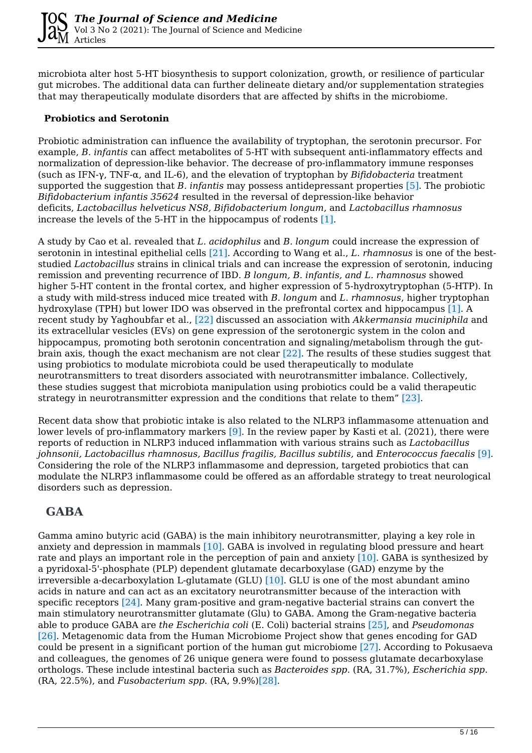microbiota alter host 5-HT biosynthesis to support colonization, growth, or resilience of particular gut microbes. The additional data can further delineate dietary and/or supplementation strategies that may therapeutically modulate disorders that are affected by shifts in the microbiome.

**Probiotics and Serotonin**

Probiotic administration can influence the availability of tryptophan, the serotonin precursor. For example, *B. infantis* can affect metabolites of 5-HT with subsequent anti-inflammatory effects and normalization of depression-like behavior. The decrease of pro-inflammatory immune responses (such as IFN-γ, TNF-α, and IL-6), and the elevation of tryptophan by *Bifidobacteria* treatment supported the suggestion that *B. infantis* may possess antidepressant properties [5]. The probiotic *Bifidobacterium infantis 35624* resulted in the reversal of depression-like behavior deficits, *Lactobacillus helveticus NS8, Bifidobacterium longum*, and *Lactobacillus rhamnosus* increase the levels of the 5-HT in the hippocampus of rodents [1].

A study by Cao et al. revealed that *L. acidophilus* and *B. longum* could increase the expression of serotonin in intestinal epithelial cells [21]. According to Wang et al., *L. rhamnosus* is one of the best-studied *Lactobacillus* strains in clinical trials and can increase the expression of serotonin, inducing remission and preventing recurrence of IBD. *B longum, B. infantis, and L. rhamnosus* showed higher 5-HT content in the frontal cortex, and higher expression of 5-hydroxytryptophan (5-HTP). In a study with mild-stress induced mice treated with *B. longum* and *L. rhamnosus*, higher tryptophan hydroxylase (TPH) but lower IDO was observed in the prefrontal cortex and hippocampus [1]. A recent study by Yaghoubfar et al., [22] discussed an association with *Akkermansia muciniphila* and its extracellular vesicles (EVs) on gene expression of the serotonergic system in the colon and hippocampus, promoting both serotonin concentration and signaling/metabolism through the gut-brain axis, though the exact mechanism are not clear [22]. The results of these studies suggest that using probiotics to modulate microbiota could be used therapeutically to modulate neurotransmitters to treat disorders associated with neurotransmitter imbalance. Collectively, these studies suggest that microbiota manipulation using probiotics could be a valid therapeutic strategy in neurotransmitter expression and the conditions that relate to them" [23].

Recent data show that probiotic intake is also related to the NLRP3 inflammasome attenuation and lower levels of pro-inflammatory markers [9]. In the review paper by Kasti et al. (2021), there were reports of reduction in NLRP3 induced inflammation with various strains such as *Lactobacillus johnsonii, Lactobacillus rhamnosus, Bacillus fragilis, Bacillus subtilis*, and *Enterococcus faecalis* [9]. Considering the role of the NLRP3 inflammasome and depression, targeted probiotics that can modulate the NLRP3 inflammasome could be offered as an affordable strategy to treat neurological disorders such as depression.

## GABA

Gamma amino butyric acid (GABA) is the main inhibitory neurotransmitter, playing a key role in anxiety and depression in mammals [10]. GABA is involved in regulating blood pressure and heart rate and plays an important role in the perception of pain and anxiety [10]. GABA is synthesized by a pyridoxal-5'-phosphate (PLP) dependent glutamate decarboxylase (GAD) enzyme by the irreversible a-decarboxylation L-glutamate (GLU) [10]. GLU is one of the most abundant amino acids in nature and can act as an excitatory neurotransmitter because of the interaction with specific receptors [24]. Many gram-positive and gram-negative bacterial strains can convert the main stimulatory neurotransmitter glutamate (Glu) to GABA. Among the Gram-negative bacteria able to produce GABA are *the Escherichia coli* (E. Coli) bacterial strains [25], and *Pseudomonas* [26]. Metagenomic data from the Human Microbiome Project show that genes encoding for GAD could be present in a significant portion of the human gut microbiome [27]. According to Pokusaeva and colleagues, the genomes of 26 unique genera were found to possess glutamate decarboxylase orthologs. These include intestinal bacteria such as *Bacteroides spp.* (RA, 31.7%), *Escherichia spp.* (RA, 22.5%), and *Fusobacterium spp.* (RA, 9.9%)[28].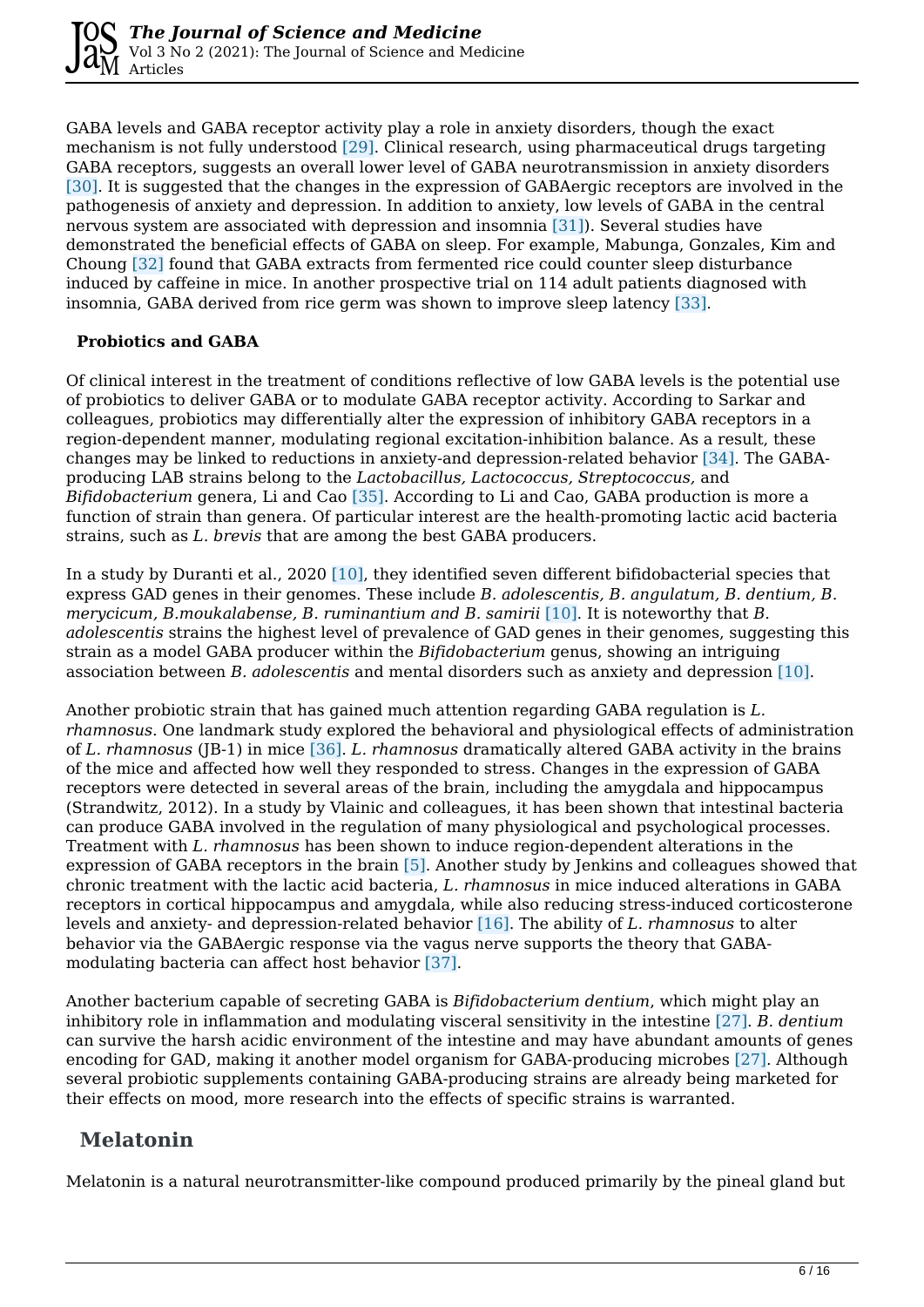GABA levels and GABA receptor activity play a role in anxiety disorders, though the exact mechanism is not fully understood [29]. Clinical research, using pharmaceutical drugs targeting GABA receptors, suggests an overall lower level of GABA neurotransmission in anxiety disorders [30]. It is suggested that the changes in the expression of GABAergic receptors are involved in the pathogenesis of anxiety and depression. In addition to anxiety, low levels of GABA in the central nervous system are associated with depression and insomnia [31]). Several studies have demonstrated the beneficial effects of GABA on sleep. For example, Mabunga, Gonzales, Kim and Choung [32] found that GABA extracts from fermented rice could counter sleep disturbance induced by caffeine in mice. In another prospective trial on 114 adult patients diagnosed with insomnia, GABA derived from rice germ was shown to improve sleep latency [33].

### Probiotics and GABA

Of clinical interest in the treatment of conditions reflective of low GABA levels is the potential use of probiotics to deliver GABA or to modulate GABA receptor activity. According to Sarkar and colleagues, probiotics may differentially alter the expression of inhibitory GABA receptors in a region-dependent manner, modulating regional excitation-inhibition balance. As a result, these changes may be linked to reductions in anxiety-and depression-related behavior [34]. The GABA-producing LAB strains belong to the *Lactobacillus, Lactococcus, Streptococcus,* and *Bifidobacterium* genera, Li and Cao [35]. According to Li and Cao, GABA production is more a function of strain than genera. Of particular interest are the health-promoting lactic acid bacteria strains, such as *L. brevis* that are among the best GABA producers.

In a study by Duranti et al., 2020 [10], they identified seven different bifidobacterial species that express GAD genes in their genomes. These include *B. adolescentis, B. angulatum, B. dentium, B. merycicum, B.moukalabense, B. ruminantium and B. samirii* [10]. It is noteworthy that *B. adolescentis* strains the highest level of prevalence of GAD genes in their genomes, suggesting this strain as a model GABA producer within the *Bifidobacterium* genus, showing an intriguing association between *B. adolescentis* and mental disorders such as anxiety and depression [10].

Another probiotic strain that has gained much attention regarding GABA regulation is *L. rhamnosus*. One landmark study explored the behavioral and physiological effects of administration of *L. rhamnosus* (JB-1) in mice [36]. *L. rhamnosus* dramatically altered GABA activity in the brains of the mice and affected how well they responded to stress. Changes in the expression of GABA receptors were detected in several areas of the brain, including the amygdala and hippocampus (Strandwitz, 2012). In a study by Vlainic and colleagues, it has been shown that intestinal bacteria can produce GABA involved in the regulation of many physiological and psychological processes. Treatment with *L. rhamnosus* has been shown to induce region-dependent alterations in the expression of GABA receptors in the brain [5]. Another study by Jenkins and colleagues showed that chronic treatment with the lactic acid bacteria, *L. rhamnosus* in mice induced alterations in GABA receptors in cortical hippocampus and amygdala, while also reducing stress-induced corticosterone levels and anxiety- and depression-related behavior [16]. The ability of *L. rhamnosus* to alter behavior via the GABAergic response via the vagus nerve supports the theory that GABA-modulating bacteria can affect host behavior [37].

Another bacterium capable of secreting GABA is *Bifidobacterium dentium*, which might play an inhibitory role in inflammation and modulating visceral sensitivity in the intestine [27]. *B. dentium* can survive the harsh acidic environment of the intestine and may have abundant amounts of genes encoding for GAD, making it another model organism for GABA-producing microbes [27]. Although several probiotic supplements containing GABA-producing strains are already being marketed for their effects on mood, more research into the effects of specific strains is warranted.

## Melatonin

Melatonin is a natural neurotransmitter-like compound produced primarily by the pineal gland but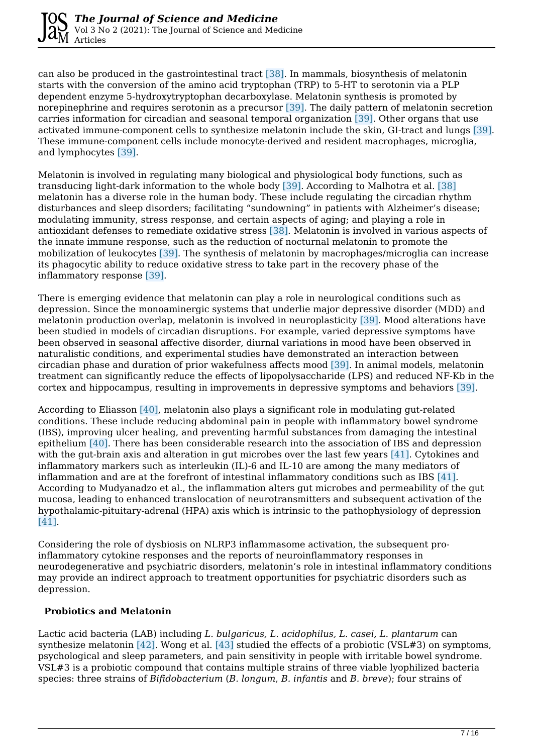can also be produced in the gastrointestinal tract [38]. In mammals, biosynthesis of melatonin starts with the conversion of the amino acid tryptophan (TRP) to 5-HT to serotonin via a PLP dependent enzyme 5-hydroxytryptophan decarboxylase. Melatonin synthesis is promoted by norepinephrine and requires serotonin as a precursor [39]. The daily pattern of melatonin secretion carries information for circadian and seasonal temporal organization [39]. Other organs that use activated immune-component cells to synthesize melatonin include the skin, GI-tract and lungs [39]. These immune-component cells include monocyte-derived and resident macrophages, microglia, and lymphocytes [39].

Melatonin is involved in regulating many biological and physiological body functions, such as transducing light-dark information to the whole body [39]. According to Malhotra et al. [38] melatonin has a diverse role in the human body. These include regulating the circadian rhythm disturbances and sleep disorders; facilitating "sundowning" in patients with Alzheimer's disease; modulating immunity, stress response, and certain aspects of aging; and playing a role in antioxidant defenses to remediate oxidative stress [38]. Melatonin is involved in various aspects of the innate immune response, such as the reduction of nocturnal melatonin to promote the mobilization of leukocytes [39]. The synthesis of melatonin by macrophages/microglia can increase its phagocytic ability to reduce oxidative stress to take part in the recovery phase of the inflammatory response [39].

There is emerging evidence that melatonin can play a role in neurological conditions such as depression. Since the monoaminergic systems that underlie major depressive disorder (MDD) and melatonin production overlap, melatonin is involved in neuroplasticity [39]. Mood alterations have been studied in models of circadian disruptions. For example, varied depressive symptoms have been observed in seasonal affective disorder, diurnal variations in mood have been observed in naturalistic conditions, and experimental studies have demonstrated an interaction between circadian phase and duration of prior wakefulness affects mood [39]. In animal models, melatonin treatment can significantly reduce the effects of lipopolysaccharide (LPS) and reduced NF-Kb in the cortex and hippocampus, resulting in improvements in depressive symptoms and behaviors [39].

According to Eliasson [40], melatonin also plays a significant role in modulating gut-related conditions. These include reducing abdominal pain in people with inflammatory bowel syndrome (IBS), improving ulcer healing, and preventing harmful substances from damaging the intestinal epithelium [40]. There has been considerable research into the association of IBS and depression with the gut-brain axis and alteration in gut microbes over the last few years [41]. Cytokines and inflammatory markers such as interleukin (IL)-6 and IL-10 are among the many mediators of inflammation and are at the forefront of intestinal inflammatory conditions such as IBS [41]. According to Mudyanadzo et al., the inflammation alters gut microbes and permeability of the gut mucosa, leading to enhanced translocation of neurotransmitters and subsequent activation of the hypothalamic-pituitary-adrenal (HPA) axis which is intrinsic to the pathophysiology of depression [41].

Considering the role of dysbiosis on NLRP3 inflammasome activation, the subsequent pro-inflammatory cytokine responses and the reports of neuroinflammatory responses in neurodegenerative and psychiatric disorders, melatonin's role in intestinal inflammatory conditions may provide an indirect approach to treatment opportunities for psychiatric disorders such as depression.

### Probiotics and Melatonin

Lactic acid bacteria (LAB) including *L. bulgaricus, L. acidophilus, L. casei, L. plantarum* can synthesize melatonin [42]. Wong et al. [43] studied the effects of a probiotic (VSL#3) on symptoms, psychological and sleep parameters, and pain sensitivity in people with irritable bowel syndrome. VSL#3 is a probiotic compound that contains multiple strains of three viable lyophilized bacteria species: three strains of *Bifidobacterium* (*B. longum*, *B. infantis* and *B. breve*); four strains of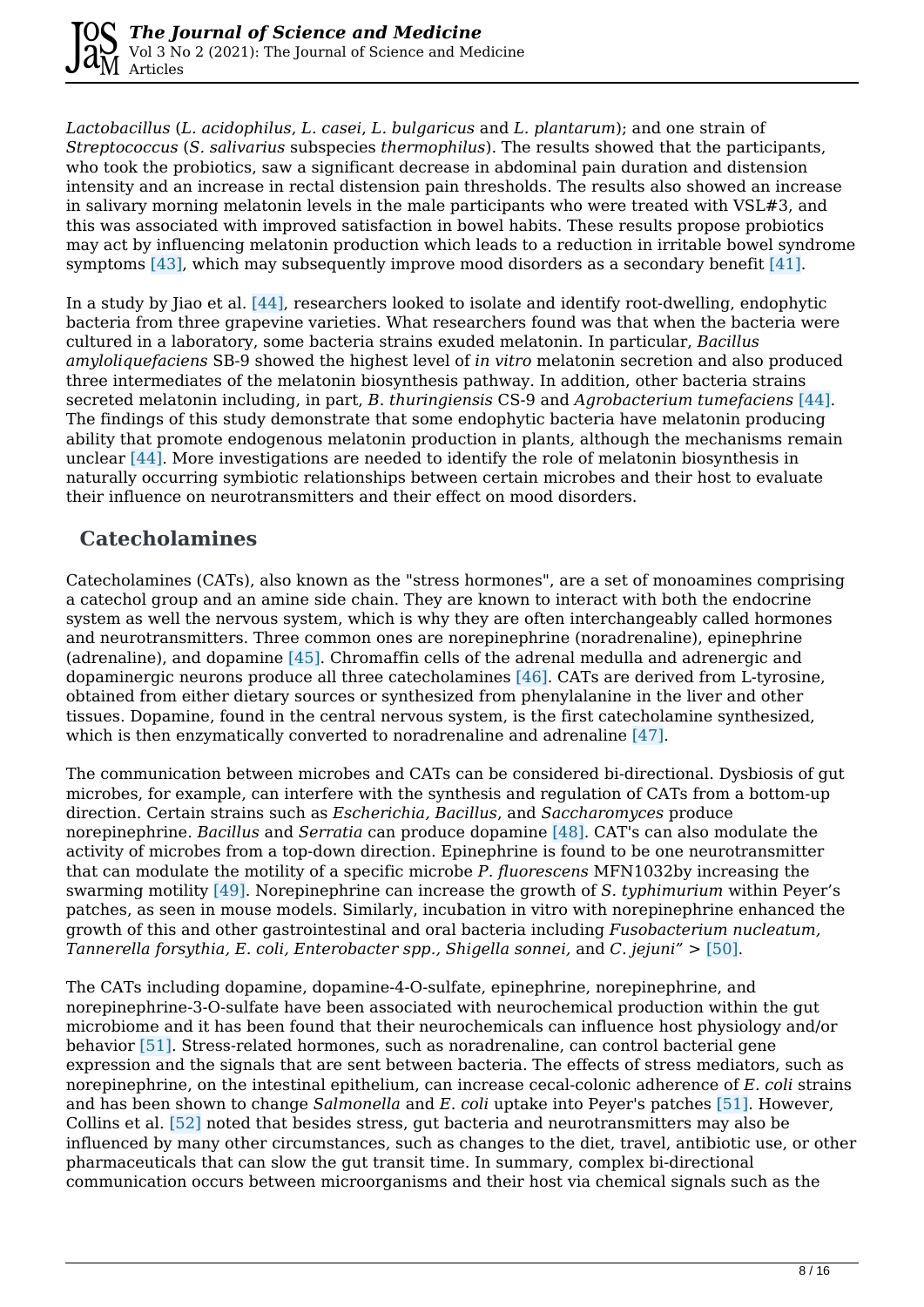*Lactobacillus* (*L. acidophilus*, *L. casei*, *L. bulgaricus* and *L. plantarum*); and one strain of *Streptococcus* (*S. salivarius* subspecies *thermophilus*). The results showed that the participants, who took the probiotics, saw a significant decrease in abdominal pain duration and distension intensity and an increase in rectal distension pain thresholds. The results also showed an increase in salivary morning melatonin levels in the male participants who were treated with VSL#3, and this was associated with improved satisfaction in bowel habits. These results propose probiotics may act by influencing melatonin production which leads to a reduction in irritable bowel syndrome symptoms [43], which may subsequently improve mood disorders as a secondary benefit [41].

In a study by Jiao et al. [44], researchers looked to isolate and identify root-dwelling, endophytic bacteria from three grapevine varieties. What researchers found was that when the bacteria were cultured in a laboratory, some bacteria strains exuded melatonin. In particular, *Bacillus amyloliquefaciens* SB-9 showed the highest level of *in vitro* melatonin secretion and also produced three intermediates of the melatonin biosynthesis pathway. In addition, other bacteria strains secreted melatonin including, in part, *B. thuringiensis* CS-9 and *Agrobacterium tumefaciens* [44]. The findings of this study demonstrate that some endophytic bacteria have melatonin producing ability that promote endogenous melatonin production in plants, although the mechanisms remain unclear [44]. More investigations are needed to identify the role of melatonin biosynthesis in naturally occurring symbiotic relationships between certain microbes and their host to evaluate their influence on neurotransmitters and their effect on mood disorders.

## Catecholamines

Catecholamines (CATs), also known as the "stress hormones", are a set of monoamines comprising a catechol group and an amine side chain. They are known to interact with both the endocrine system as well the nervous system, which is why they are often interchangeably called hormones and neurotransmitters. Three common ones are norepinephrine (noradrenaline), epinephrine (adrenaline), and dopamine [45]. Chromaffin cells of the adrenal medulla and adrenergic and dopaminergic neurons produce all three catecholamines [46]. CATs are derived from L-tyrosine, obtained from either dietary sources or synthesized from phenylalanine in the liver and other tissues. Dopamine, found in the central nervous system, is the first catecholamine synthesized, which is then enzymatically converted to noradrenaline and adrenaline [47].

The communication between microbes and CATs can be considered bi-directional. Dysbiosis of gut microbes, for example, can interfere with the synthesis and regulation of CATs from a bottom-up direction. Certain strains such as *Escherichia*, *Bacillus*, and *Saccharomyces* produce norepinephrine. *Bacillus* and *Serratia* can produce dopamine [48]. CAT's can also modulate the activity of microbes from a top-down direction. Epinephrine is found to be one neurotransmitter that can modulate the motility of a specific microbe *P. fluorescens* MFN1032by increasing the swarming motility [49]. Norepinephrine can increase the growth of *S. typhimurium* within Peyer's patches, as seen in mouse models. Similarly, incubation in vitro with norepinephrine enhanced the growth of this and other gastrointestinal and oral bacteria including *Fusobacterium nucleatum, Tannerella forsythia, E. coli, Enterobacter spp., Shigella sonnei,* and *C. jejuni"* > [50].

The CATs including dopamine, dopamine-4-O-sulfate, epinephrine, norepinephrine, and norepinephrine-3-O-sulfate have been associated with neurochemical production within the gut microbiome and it has been found that their neurochemicals can influence host physiology and/or behavior [51]. Stress-related hormones, such as noradrenaline, can control bacterial gene expression and the signals that are sent between bacteria. The effects of stress mediators, such as norepinephrine, on the intestinal epithelium, can increase cecal-colonic adherence of *E. coli* strains and has been shown to change *Salmonella* and *E. coli* uptake into Peyer's patches [51]. However, Collins et al. [52] noted that besides stress, gut bacteria and neurotransmitters may also be influenced by many other circumstances, such as changes to the diet, travel, antibiotic use, or other pharmaceuticals that can slow the gut transit time. In summary, complex bi-directional communication occurs between microorganisms and their host via chemical signals such as the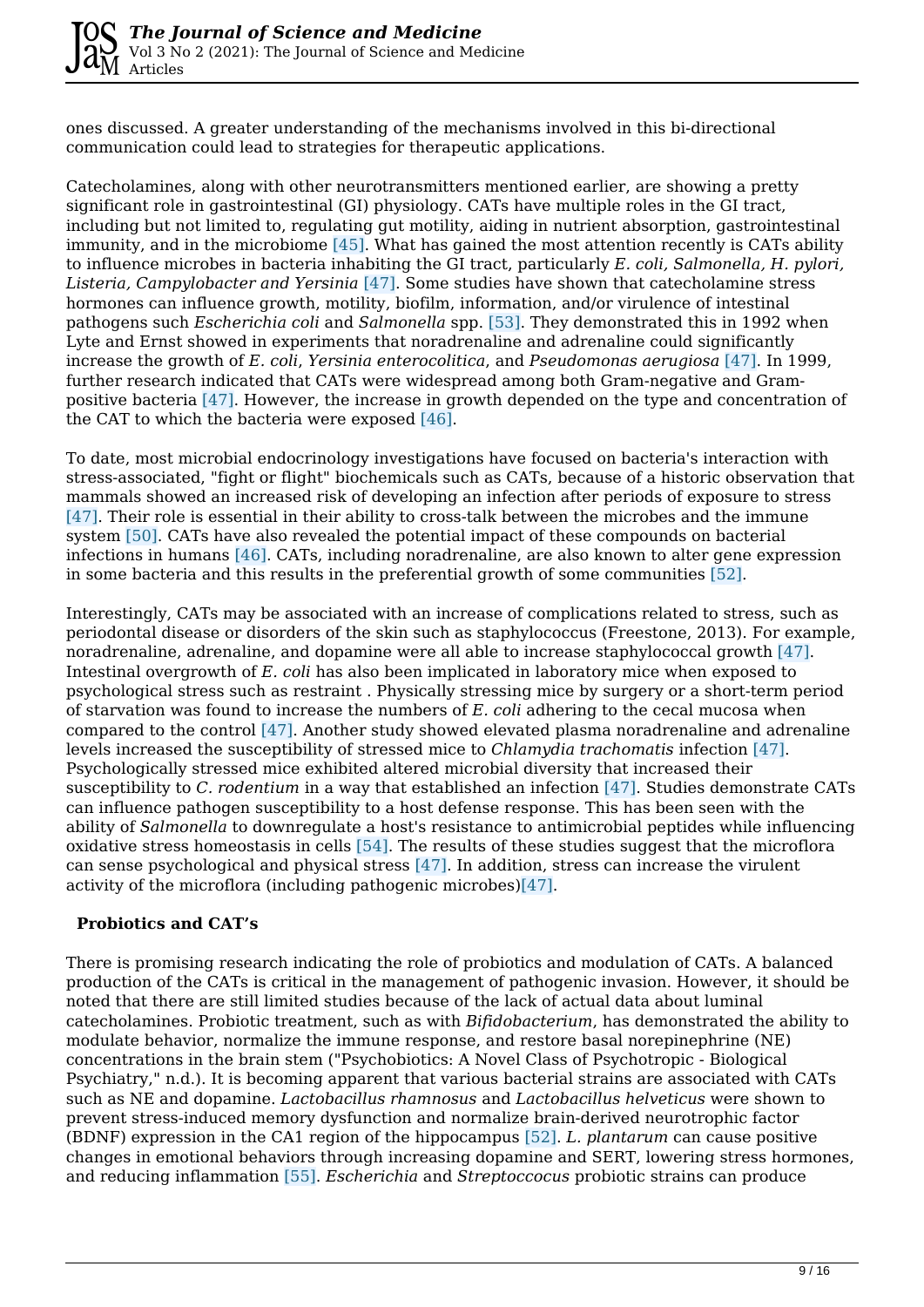ones discussed. A greater understanding of the mechanisms involved in this bi-directional communication could lead to strategies for therapeutic applications.

Catecholamines, along with other neurotransmitters mentioned earlier, are showing a pretty significant role in gastrointestinal (GI) physiology. CATs have multiple roles in the GI tract, including but not limited to, regulating gut motility, aiding in nutrient absorption, gastrointestinal immunity, and in the microbiome [45]. What has gained the most attention recently is CATs ability to influence microbes in bacteria inhabiting the GI tract, particularly *E. coli, Salmonella, H. pylori, Listeria, Campylobacter and Yersinia* [47]. Some studies have shown that catecholamine stress hormones can influence growth, motility, biofilm, information, and/or virulence of intestinal pathogens such *Escherichia coli* and *Salmonella* spp. [53]. They demonstrated this in 1992 when Lyte and Ernst showed in experiments that noradrenaline and adrenaline could significantly increase the growth of *E. coli*, *Yersinia enterocolitica*, and *Pseudomonas aerugiosa* [47]. In 1999, further research indicated that CATs were widespread among both Gram-negative and Gram-positive bacteria [47]. However, the increase in growth depended on the type and concentration of the CAT to which the bacteria were exposed [46].

To date, most microbial endocrinology investigations have focused on bacteria's interaction with stress-associated, "fight or flight" biochemicals such as CATs, because of a historic observation that mammals showed an increased risk of developing an infection after periods of exposure to stress [47]. Their role is essential in their ability to cross-talk between the microbes and the immune system [50]. CATs have also revealed the potential impact of these compounds on bacterial infections in humans [46]. CATs, including noradrenaline, are also known to alter gene expression in some bacteria and this results in the preferential growth of some communities [52].

Interestingly, CATs may be associated with an increase of complications related to stress, such as periodontal disease or disorders of the skin such as staphylococcus (Freestone, 2013). For example, noradrenaline, adrenaline, and dopamine were all able to increase staphylococcal growth [47]. Intestinal overgrowth of *E. coli* has also been implicated in laboratory mice when exposed to psychological stress such as restraint . Physically stressing mice by surgery or a short-term period of starvation was found to increase the numbers of *E. coli* adhering to the cecal mucosa when compared to the control [47]. Another study showed elevated plasma noradrenaline and adrenaline levels increased the susceptibility of stressed mice to *Chlamydia trachomatis* infection [47]. Psychologically stressed mice exhibited altered microbial diversity that increased their susceptibility to *C. rodentium* in a way that established an infection [47]. Studies demonstrate CATs can influence pathogen susceptibility to a host defense response. This has been seen with the ability of *Salmonella* to downregulate a host's resistance to antimicrobial peptides while influencing oxidative stress homeostasis in cells [54]. The results of these studies suggest that the microflora can sense psychological and physical stress [47]. In addition, stress can increase the virulent activity of the microflora (including pathogenic microbes)[47].

**Probiotics and CAT's**

There is promising research indicating the role of probiotics and modulation of CATs. A balanced production of the CATs is critical in the management of pathogenic invasion. However, it should be noted that there are still limited studies because of the lack of actual data about luminal catecholamines. Probiotic treatment, such as with *Bifidobacterium*, has demonstrated the ability to modulate behavior, normalize the immune response, and restore basal norepinephrine (NE) concentrations in the brain stem ("Psychobiotics: A Novel Class of Psychotropic - Biological Psychiatry," n.d.). It is becoming apparent that various bacterial strains are associated with CATs such as NE and dopamine. *Lactobacillus rhamnosus* and *Lactobacillus helveticus* were shown to prevent stress-induced memory dysfunction and normalize brain-derived neurotrophic factor (BDNF) expression in the CA1 region of the hippocampus [52]. *L. plantarum* can cause positive changes in emotional behaviors through increasing dopamine and SERT, lowering stress hormones, and reducing inflammation [55]. *Escherichia* and *Streptoccocus* probiotic strains can produce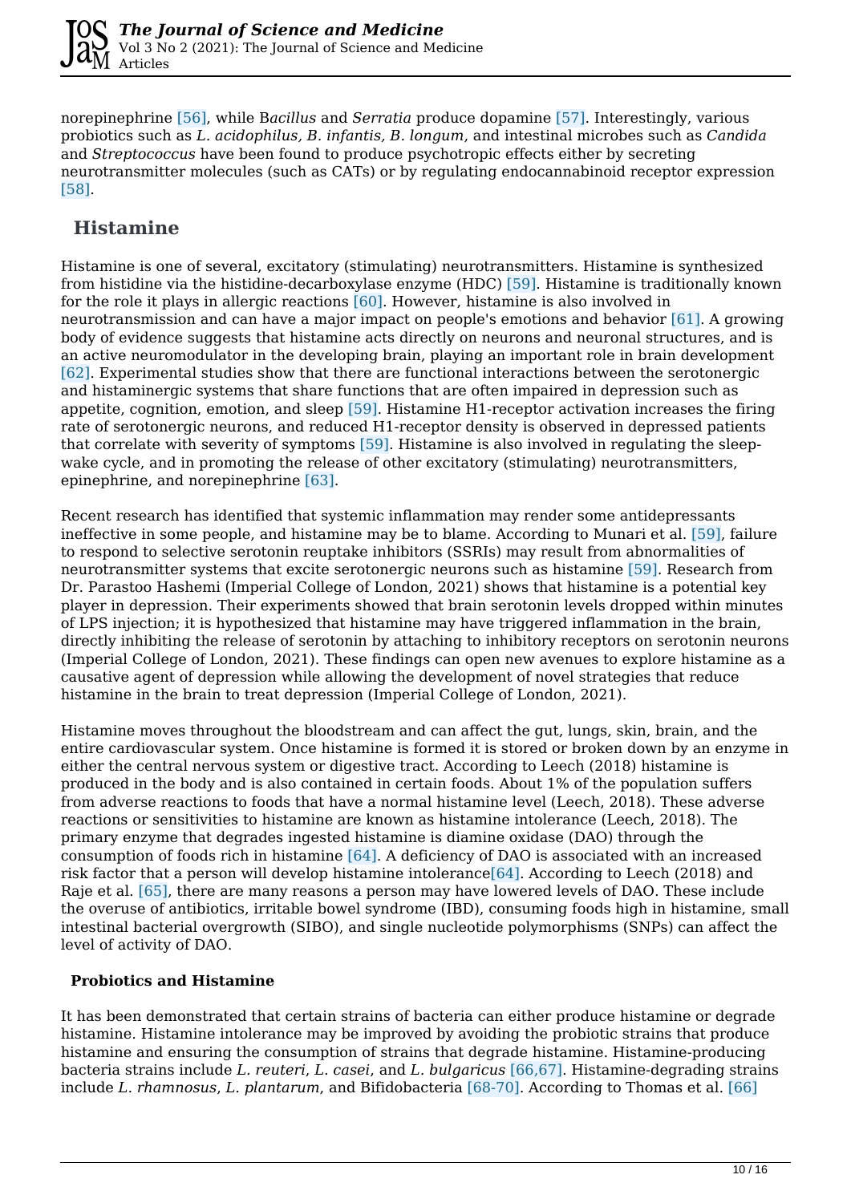norepinephrine [56], while B*acillus* and *Serratia* produce dopamine [57]. Interestingly, various probiotics such as *L. acidophilus, B. infantis, B. longum*, and intestinal microbes such as *Candida* and *Streptococcus* have been found to produce psychotropic effects either by secreting neurotransmitter molecules (such as CATs) or by regulating endocannabinoid receptor expression [58].

## Histamine

Histamine is one of several, excitatory (stimulating) neurotransmitters. Histamine is synthesized from histidine via the histidine-decarboxylase enzyme (HDC) [59]. Histamine is traditionally known for the role it plays in allergic reactions [60]. However, histamine is also involved in neurotransmission and can have a major impact on people's emotions and behavior [61]. A growing body of evidence suggests that histamine acts directly on neurons and neuronal structures, and is an active neuromodulator in the developing brain, playing an important role in brain development [62]. Experimental studies show that there are functional interactions between the serotonergic and histaminergic systems that share functions that are often impaired in depression such as appetite, cognition, emotion, and sleep [59]. Histamine H1-receptor activation increases the firing rate of serotonergic neurons, and reduced H1-receptor density is observed in depressed patients that correlate with severity of symptoms [59]. Histamine is also involved in regulating the sleep-wake cycle, and in promoting the release of other excitatory (stimulating) neurotransmitters, epinephrine, and norepinephrine [63].

Recent research has identified that systemic inflammation may render some antidepressants ineffective in some people, and histamine may be to blame. According to Munari et al. [59], failure to respond to selective serotonin reuptake inhibitors (SSRIs) may result from abnormalities of neurotransmitter systems that excite serotonergic neurons such as histamine [59]. Research from Dr. Parastoo Hashemi (Imperial College of London, 2021) shows that histamine is a potential key player in depression. Their experiments showed that brain serotonin levels dropped within minutes of LPS injection; it is hypothesized that histamine may have triggered inflammation in the brain, directly inhibiting the release of serotonin by attaching to inhibitory receptors on serotonin neurons (Imperial College of London, 2021). These findings can open new avenues to explore histamine as a causative agent of depression while allowing the development of novel strategies that reduce histamine in the brain to treat depression (Imperial College of London, 2021).

Histamine moves throughout the bloodstream and can affect the gut, lungs, skin, brain, and the entire cardiovascular system. Once histamine is formed it is stored or broken down by an enzyme in either the central nervous system or digestive tract. According to Leech (2018) histamine is produced in the body and is also contained in certain foods. About 1% of the population suffers from adverse reactions to foods that have a normal histamine level (Leech, 2018). These adverse reactions or sensitivities to histamine are known as histamine intolerance (Leech, 2018). The primary enzyme that degrades ingested histamine is diamine oxidase (DAO) through the consumption of foods rich in histamine [64]. A deficiency of DAO is associated with an increased risk factor that a person will develop histamine intolerance[64]. According to Leech (2018) and Raje et al. [65], there are many reasons a person may have lowered levels of DAO. These include the overuse of antibiotics, irritable bowel syndrome (IBD), consuming foods high in histamine, small intestinal bacterial overgrowth (SIBO), and single nucleotide polymorphisms (SNPs) can affect the level of activity of DAO.

### Probiotics and Histamine

It has been demonstrated that certain strains of bacteria can either produce histamine or degrade histamine. Histamine intolerance may be improved by avoiding the probiotic strains that produce histamine and ensuring the consumption of strains that degrade histamine. Histamine-producing bacteria strains include *L. reuteri*, *L. casei*, and *L. bulgaricus* [66,67]. Histamine-degrading strains include *L. rhamnosus*, *L. plantarum*, and Bifidobacteria [68-70]. According to Thomas et al. [66]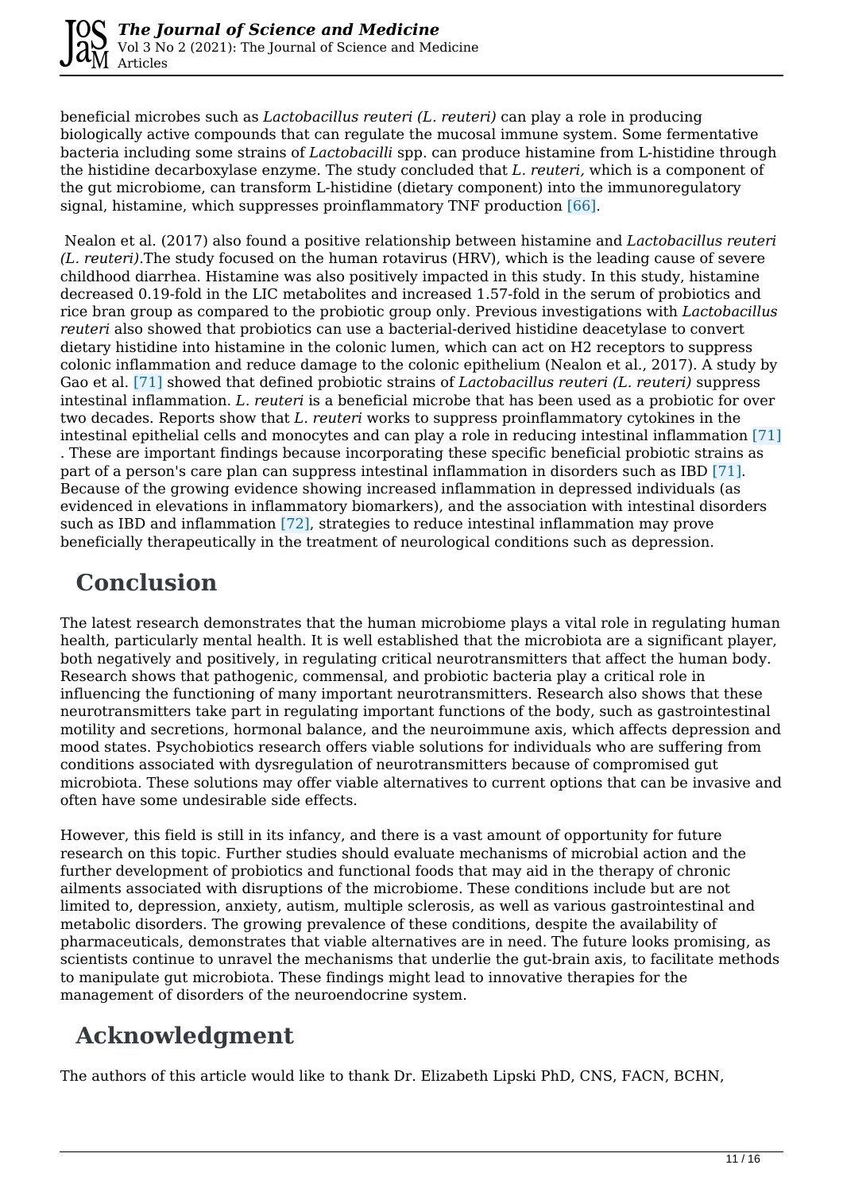beneficial microbes such as *Lactobacillus reuteri (L. reuteri)* can play a role in producing biologically active compounds that can regulate the mucosal immune system. Some fermentative bacteria including some strains of *Lactobacilli* spp. can produce histamine from L-histidine through the histidine decarboxylase enzyme. The study concluded that *L. reuteri,* which is a component of the gut microbiome, can transform L-histidine (dietary component) into the immunoregulatory signal, histamine, which suppresses proinflammatory TNF production [66].

Nealon et al. (2017) also found a positive relationship between histamine and *Lactobacillus reuteri (L. reuteri)*.The study focused on the human rotavirus (HRV), which is the leading cause of severe childhood diarrhea. Histamine was also positively impacted in this study. In this study, histamine decreased 0.19-fold in the LIC metabolites and increased 1.57-fold in the serum of probiotics and rice bran group as compared to the probiotic group only. Previous investigations with *Lactobacillus reuteri* also showed that probiotics can use a bacterial-derived histidine deacetylase to convert dietary histidine into histamine in the colonic lumen, which can act on H2 receptors to suppress colonic inflammation and reduce damage to the colonic epithelium (Nealon et al., 2017). A study by Gao et al. [71] showed that defined probiotic strains of *Lactobacillus reuteri (L. reuteri)* suppress intestinal inflammation. *L. reuteri* is a beneficial microbe that has been used as a probiotic for over two decades. Reports show that *L. reuteri* works to suppress proinflammatory cytokines in the intestinal epithelial cells and monocytes and can play a role in reducing intestinal inflammation [71]. These are important findings because incorporating these specific beneficial probiotic strains as part of a person's care plan can suppress intestinal inflammation in disorders such as IBD [71]. Because of the growing evidence showing increased inflammation in depressed individuals (as evidenced in elevations in inflammatory biomarkers), and the association with intestinal disorders such as IBD and inflammation [72], strategies to reduce intestinal inflammation may prove beneficially therapeutically in the treatment of neurological conditions such as depression.

## Conclusion

The latest research demonstrates that the human microbiome plays a vital role in regulating human health, particularly mental health. It is well established that the microbiota are a significant player, both negatively and positively, in regulating critical neurotransmitters that affect the human body. Research shows that pathogenic, commensal, and probiotic bacteria play a critical role in influencing the functioning of many important neurotransmitters. Research also shows that these neurotransmitters take part in regulating important functions of the body, such as gastrointestinal motility and secretions, hormonal balance, and the neuroimmune axis, which affects depression and mood states. Psychobiotics research offers viable solutions for individuals who are suffering from conditions associated with dysregulation of neurotransmitters because of compromised gut microbiota. These solutions may offer viable alternatives to current options that can be invasive and often have some undesirable side effects.

However, this field is still in its infancy, and there is a vast amount of opportunity for future research on this topic. Further studies should evaluate mechanisms of microbial action and the further development of probiotics and functional foods that may aid in the therapy of chronic ailments associated with disruptions of the microbiome. These conditions include but are not limited to, depression, anxiety, autism, multiple sclerosis, as well as various gastrointestinal and metabolic disorders. The growing prevalence of these conditions, despite the availability of pharmaceuticals, demonstrates that viable alternatives are in need. The future looks promising, as scientists continue to unravel the mechanisms that underlie the gut-brain axis, to facilitate methods to manipulate gut microbiota. These findings might lead to innovative therapies for the management of disorders of the neuroendocrine system.

## Acknowledgment

The authors of this article would like to thank Dr. Elizabeth Lipski PhD, CNS, FACN, BCHN,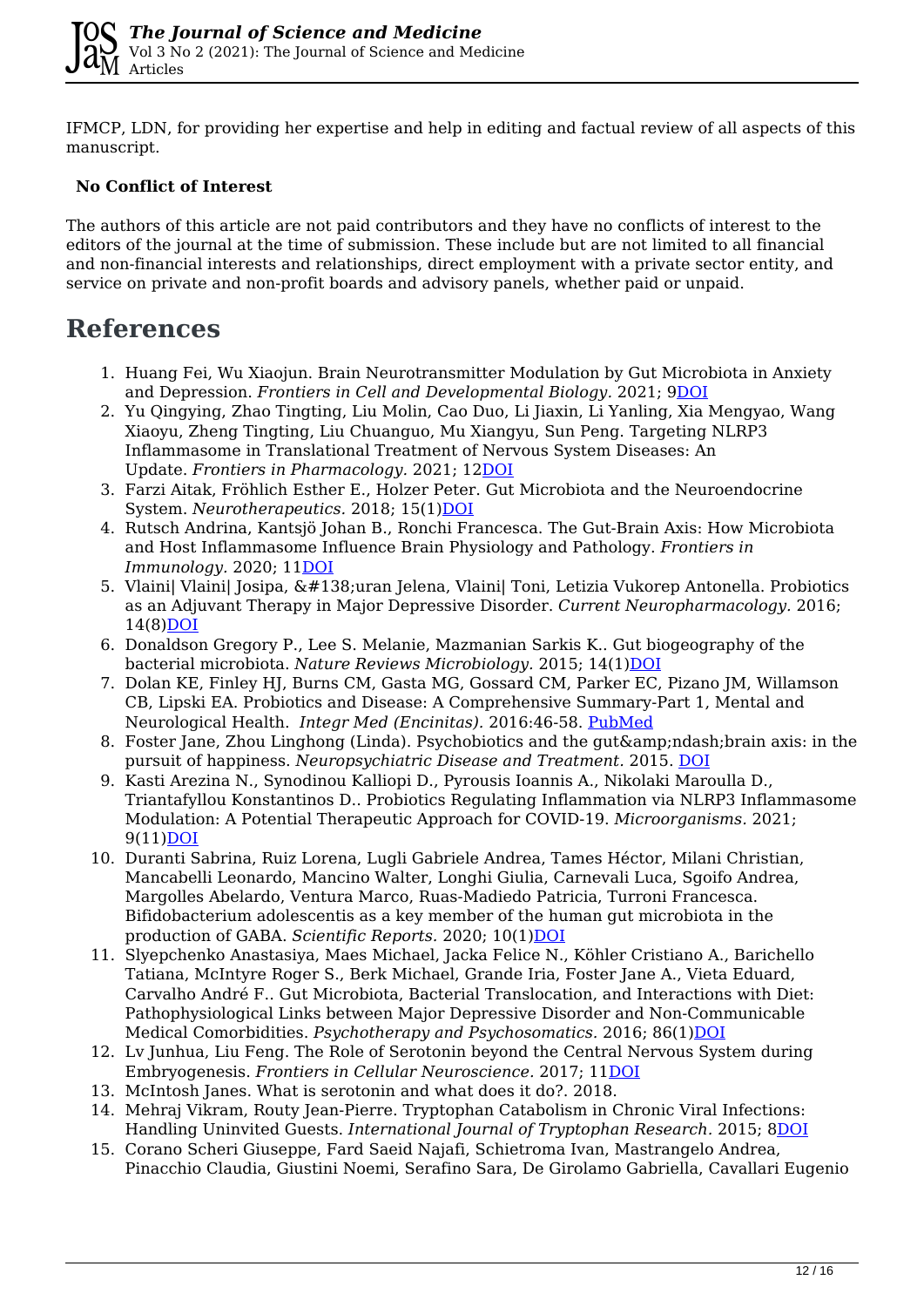IFMCP, LDN, for providing her expertise and help in editing and factual review of all aspects of this manuscript.

**No Conflict of Interest**

The authors of this article are not paid contributors and they have no conflicts of interest to the editors of the journal at the time of submission. These include but are not limited to all financial and non-financial interests and relationships, direct employment with a private sector entity, and service on private and non-profit boards and advisory panels, whether paid or unpaid.

# References

1. Huang Fei, Wu Xiaojun. Brain Neurotransmitter Modulation by Gut Microbiota in Anxiety and Depression. *Frontiers in Cell and Developmental Biology.* 2021; 9DOI
2. Yu Qingying, Zhao Tingting, Liu Molin, Cao Duo, Li Jiaxin, Li Yanling, Xia Mengyao, Wang Xiaoyu, Zheng Tingting, Liu Chuanguo, Mu Xiangyu, Sun Peng. Targeting NLRP3 Inflammasome in Translational Treatment of Nervous System Diseases: An Update. *Frontiers in Pharmacology.* 2021; 12DOI
3. Farzi Aitak, Fröhlich Esther E., Holzer Peter. Gut Microbiota and the Neuroendocrine System. *Neurotherapeutics.* 2018; 15(1)DOI
4. Rutsch Andrina, Kantsjö Johan B., Ronchi Francesca. The Gut-Brain Axis: How Microbiota and Host Inflammasome Influence Brain Physiology and Pathology. *Frontiers in Immunology.* 2020; 11DOI
5. Vlaini| Vlaini| Josipa, &#138;uran Jelena, Vlaini| Toni, Letizia Vukorep Antonella. Probiotics as an Adjuvant Therapy in Major Depressive Disorder. *Current Neuropharmacology.* 2016; 14(8)DOI
6. Donaldson Gregory P., Lee S. Melanie, Mazmanian Sarkis K.. Gut biogeography of the bacterial microbiota. *Nature Reviews Microbiology.* 2015; 14(1)DOI
7. Dolan KE, Finley HJ, Burns CM, Gasta MG, Gossard CM, Parker EC, Pizano JM, Willamson CB, Lipski EA. Probiotics and Disease: A Comprehensive Summary-Part 1, Mental and Neurological Health. *Integr Med (Encinitas).* 2016:46-58. PubMed
8. Foster Jane, Zhou Linghong (Linda). Psychobiotics and the gut&amp;ndash;brain axis: in the pursuit of happiness. *Neuropsychiatric Disease and Treatment.* 2015. DOI
9. Kasti Arezina N., Synodinou Kalliopi D., Pyrousis Ioannis A., Nikolaki Maroulla D., Triantafyllou Konstantinos D.. Probiotics Regulating Inflammation via NLRP3 Inflammasome Modulation: A Potential Therapeutic Approach for COVID-19. *Microorganisms.* 2021; 9(11)DOI
10. Duranti Sabrina, Ruiz Lorena, Lugli Gabriele Andrea, Tames Héctor, Milani Christian, Mancabelli Leonardo, Mancino Walter, Longhi Giulia, Carnevali Luca, Sgoifo Andrea, Margolles Abelardo, Ventura Marco, Ruas-Madiedo Patricia, Turroni Francesca. Bifidobacterium adolescentis as a key member of the human gut microbiota in the production of GABA. *Scientific Reports.* 2020; 10(1)DOI
11. Slyepchenko Anastasiya, Maes Michael, Jacka Felice N., Köhler Cristiano A., Barichello Tatiana, McIntyre Roger S., Berk Michael, Grande Iria, Foster Jane A., Vieta Eduard, Carvalho André F.. Gut Microbiota, Bacterial Translocation, and Interactions with Diet: Pathophysiological Links between Major Depressive Disorder and Non-Communicable Medical Comorbidities. *Psychotherapy and Psychosomatics.* 2016; 86(1)DOI
12. Lv Junhua, Liu Feng. The Role of Serotonin beyond the Central Nervous System during Embryogenesis. *Frontiers in Cellular Neuroscience.* 2017; 11DOI
13. McIntosh Janes. What is serotonin and what does it do?. 2018.
14. Mehraj Vikram, Routy Jean-Pierre. Tryptophan Catabolism in Chronic Viral Infections: Handling Uninvited Guests. *International Journal of Tryptophan Research.* 2015; 8DOI
15. Corano Scheri Giuseppe, Fard Saeid Najafi, Schietroma Ivan, Mastrangelo Andrea, Pinacchio Claudia, Giustini Noemi, Serafino Sara, De Girolamo Gabriella, Cavallari Eugenio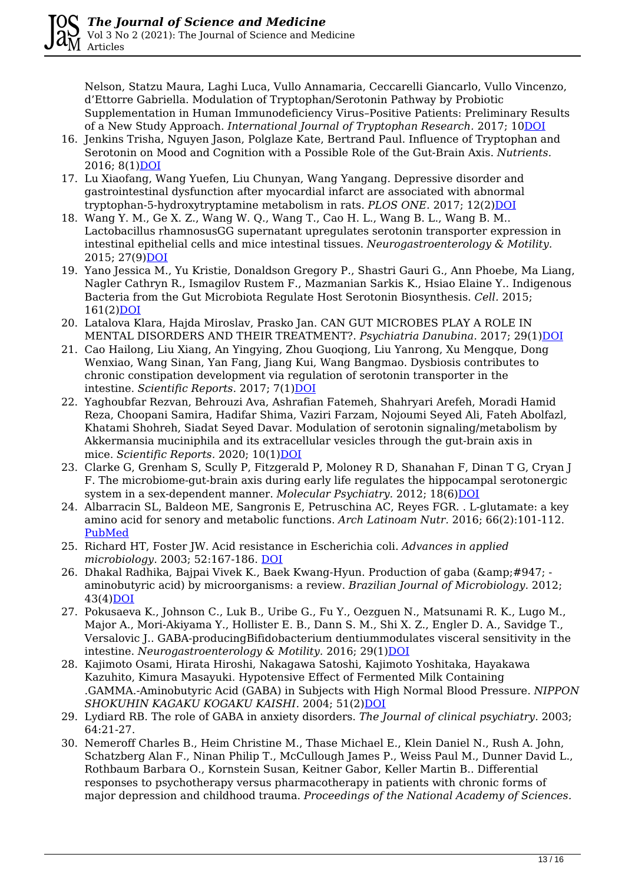Nelson, Statzu Maura, Laghi Luca, Vullo Annamaria, Ceccarelli Giancarlo, Vullo Vincenzo, d'Ettorre Gabriella. Modulation of Tryptophan/Serotonin Pathway by Probiotic Supplementation in Human Immunodeficiency Virus–Positive Patients: Preliminary Results of a New Study Approach. *International Journal of Tryptophan Research.* 2017; 10DOI

16. Jenkins Trisha, Nguyen Jason, Polglaze Kate, Bertrand Paul. Influence of Tryptophan and Serotonin on Mood and Cognition with a Possible Role of the Gut-Brain Axis. *Nutrients.* 2016; 8(1)DOI
17. Lu Xiaofang, Wang Yuefen, Liu Chunyan, Wang Yangang. Depressive disorder and gastrointestinal dysfunction after myocardial infarct are associated with abnormal tryptophan-5-hydroxytryptamine metabolism in rats. *PLOS ONE.* 2017; 12(2)DOI
18. Wang Y. M., Ge X. Z., Wang W. Q., Wang T., Cao H. L., Wang B. L., Wang B. M.. Lactobacillus rhamnosusGG supernatant upregulates serotonin transporter expression in intestinal epithelial cells and mice intestinal tissues. *Neurogastroenterology & Motility.* 2015; 27(9)DOI
19. Yano Jessica M., Yu Kristie, Donaldson Gregory P., Shastri Gauri G., Ann Phoebe, Ma Liang, Nagler Cathryn R., Ismagilov Rustem F., Mazmanian Sarkis K., Hsiao Elaine Y.. Indigenous Bacteria from the Gut Microbiota Regulate Host Serotonin Biosynthesis. *Cell.* 2015; 161(2)DOI
20. Latalova Klara, Hajda Miroslav, Prasko Jan. CAN GUT MICROBES PLAY A ROLE IN MENTAL DISORDERS AND THEIR TREATMENT?. *Psychiatria Danubina.* 2017; 29(1)DOI
21. Cao Hailong, Liu Xiang, An Yingying, Zhou Guoqiong, Liu Yanrong, Xu Mengque, Dong Wenxiao, Wang Sinan, Yan Fang, Jiang Kui, Wang Bangmao. Dysbiosis contributes to chronic constipation development via regulation of serotonin transporter in the intestine. *Scientific Reports.* 2017; 7(1)DOI
22. Yaghoubfar Rezvan, Behrouzi Ava, Ashrafian Fatemeh, Shahryari Arefeh, Moradi Hamid Reza, Choopani Samira, Hadifar Shima, Vaziri Farzam, Nojoumi Seyed Ali, Fateh Abolfazl, Khatami Shohreh, Siadat Seyed Davar. Modulation of serotonin signaling/metabolism by Akkermansia muciniphila and its extracellular vesicles through the gut-brain axis in mice. *Scientific Reports.* 2020; 10(1)DOI
23. Clarke G, Grenham S, Scully P, Fitzgerald P, Moloney R D, Shanahan F, Dinan T G, Cryan J F. The microbiome-gut-brain axis during early life regulates the hippocampal serotonergic system in a sex-dependent manner. *Molecular Psychiatry.* 2012; 18(6)DOI
24. Albarracin SL, Baldeon ME, Sangronis E, Petruschina AC, Reyes FGR. . L-glutamate: a key amino acid for senory and metabolic functions. *Arch Latinoam Nutr.* 2016; 66(2):101-112. PubMed
25. Richard HT, Foster JW. Acid resistance in Escherichia coli. *Advances in applied microbiology.* 2003; 52:167-186. DOI
26. Dhakal Radhika, Bajpai Vivek K., Baek Kwang-Hyun. Production of gaba (&amp;#947; - aminobutyric acid) by microorganisms: a review. *Brazilian Journal of Microbiology.* 2012; 43(4)DOI
27. Pokusaeva K., Johnson C., Luk B., Uribe G., Fu Y., Oezguen N., Matsunami R. K., Lugo M., Major A., Mori-Akiyama Y., Hollister E. B., Dann S. M., Shi X. Z., Engler D. A., Savidge T., Versalovic J.. GABA-producingBifidobacterium dentiummodulates visceral sensitivity in the intestine. *Neurogastroenterology & Motility.* 2016; 29(1)DOI
28. Kajimoto Osami, Hirata Hiroshi, Nakagawa Satoshi, Kajimoto Yoshitaka, Hayakawa Kazuhito, Kimura Masayuki. Hypotensive Effect of Fermented Milk Containing .GAMMA.-Aminobutyric Acid (GABA) in Subjects with High Normal Blood Pressure. *NIPPON SHOKUHIN KAGAKU KOGAKU KAISHI.* 2004; 51(2)DOI
29. Lydiard RB. The role of GABA in anxiety disorders. *The Journal of clinical psychiatry.* 2003; 64:21-27.
30. Nemeroff Charles B., Heim Christine M., Thase Michael E., Klein Daniel N., Rush A. John, Schatzberg Alan F., Ninan Philip T., McCullough James P., Weiss Paul M., Dunner David L., Rothbaum Barbara O., Kornstein Susan, Keitner Gabor, Keller Martin B.. Differential responses to psychotherapy versus pharmacotherapy in patients with chronic forms of major depression and childhood trauma. *Proceedings of the National Academy of Sciences.*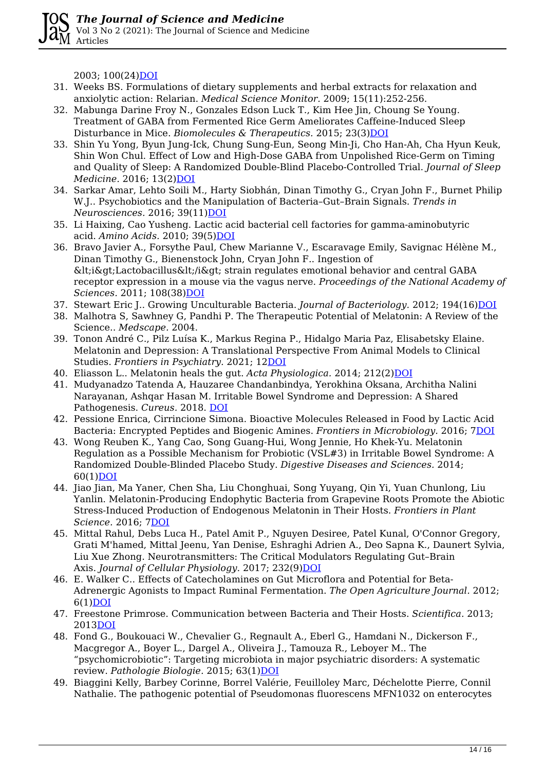2003; 100(24)DOI

31. Weeks BS. Formulations of dietary supplements and herbal extracts for relaxation and anxiolytic action: Relarian. *Medical Science Monitor.* 2009; 15(11):252-256.
32. Mabunga Darine Froy N., Gonzales Edson Luck T., Kim Hee Jin, Choung Se Young. Treatment of GABA from Fermented Rice Germ Ameliorates Caffeine-Induced Sleep Disturbance in Mice. *Biomolecules & Therapeutics.* 2015; 23(3)DOI
33. Shin Yu Yong, Byun Jung-Ick, Chung Sung-Eun, Seong Min-Ji, Cho Han-Ah, Cha Hyun Keuk, Shin Won Chul. Effect of Low and High-Dose GABA from Unpolished Rice-Germ on Timing and Quality of Sleep: A Randomized Double-Blind Placebo-Controlled Trial. *Journal of Sleep Medicine.* 2016; 13(2)DOI
34. Sarkar Amar, Lehto Soili M., Harty Siobhán, Dinan Timothy G., Cryan John F., Burnet Philip W.J.. Psychobiotics and the Manipulation of Bacteria–Gut–Brain Signals. *Trends in Neurosciences.* 2016; 39(11)DOI
35. Li Haixing, Cao Yusheng. Lactic acid bacterial cell factories for gamma-aminobutyric acid. *Amino Acids.* 2010; 39(5)DOI
36. Bravo Javier A., Forsythe Paul, Chew Marianne V., Escaravage Emily, Savignac Hélène M., Dinan Timothy G., Bienenstock John, Cryan John F.. Ingestion of &lt;i&gt;Lactobacillus&lt;/i&gt; strain regulates emotional behavior and central GABA receptor expression in a mouse via the vagus nerve. *Proceedings of the National Academy of Sciences.* 2011; 108(38)DOI
37. Stewart Eric J.. Growing Unculturable Bacteria. *Journal of Bacteriology.* 2012; 194(16)DOI
38. Malhotra S, Sawhney G, Pandhi P. The Therapeutic Potential of Melatonin: A Review of the Science.. *Medscape.* 2004.
39. Tonon André C., Pilz Luísa K., Markus Regina P., Hidalgo Maria Paz, Elisabetsky Elaine. Melatonin and Depression: A Translational Perspective From Animal Models to Clinical Studies. *Frontiers in Psychiatry.* 2021; 12DOI
40. Eliasson L.. Melatonin heals the gut. *Acta Physiologica.* 2014; 212(2)DOI
41. Mudyanadzo Tatenda A, Hauzaree Chandanbindya, Yerokhina Oksana, Architha Nalini Narayanan, Ashqar Hasan M. Irritable Bowel Syndrome and Depression: A Shared Pathogenesis. *Cureus.* 2018. DOI
42. Pessione Enrica, Cirrincione Simona. Bioactive Molecules Released in Food by Lactic Acid Bacteria: Encrypted Peptides and Biogenic Amines. *Frontiers in Microbiology.* 2016; 7DOI
43. Wong Reuben K., Yang Cao, Song Guang-Hui, Wong Jennie, Ho Khek-Yu. Melatonin Regulation as a Possible Mechanism for Probiotic (VSL#3) in Irritable Bowel Syndrome: A Randomized Double-Blinded Placebo Study. *Digestive Diseases and Sciences.* 2014; 60(1)DOI
44. Jiao Jian, Ma Yaner, Chen Sha, Liu Chonghuai, Song Yuyang, Qin Yi, Yuan Chunlong, Liu Yanlin. Melatonin-Producing Endophytic Bacteria from Grapevine Roots Promote the Abiotic Stress-Induced Production of Endogenous Melatonin in Their Hosts. *Frontiers in Plant Science.* 2016; 7DOI
45. Mittal Rahul, Debs Luca H., Patel Amit P., Nguyen Desiree, Patel Kunal, O'Connor Gregory, Grati M'hamed, Mittal Jeenu, Yan Denise, Eshraghi Adrien A., Deo Sapna K., Daunert Sylvia, Liu Xue Zhong. Neurotransmitters: The Critical Modulators Regulating Gut–Brain Axis. *Journal of Cellular Physiology.* 2017; 232(9)DOI
46. E. Walker C.. Effects of Catecholamines on Gut Microflora and Potential for Beta-Adrenergic Agonists to Impact Ruminal Fermentation. *The Open Agriculture Journal.* 2012; 6(1)DOI
47. Freestone Primrose. Communication between Bacteria and Their Hosts. *Scientifica.* 2013; 2013DOI
48. Fond G., Boukouaci W., Chevalier G., Regnault A., Eberl G., Hamdani N., Dickerson F., Macgregor A., Boyer L., Dargel A., Oliveira J., Tamouza R., Leboyer M.. The "psychomicrobiotic": Targeting microbiota in major psychiatric disorders: A systematic review. *Pathologie Biologie.* 2015; 63(1)DOI
49. Biaggini Kelly, Barbey Corinne, Borrel Valérie, Feuilloley Marc, Déchelotte Pierre, Connil Nathalie. The pathogenic potential of Pseudomonas fluorescens MFN1032 on enterocytes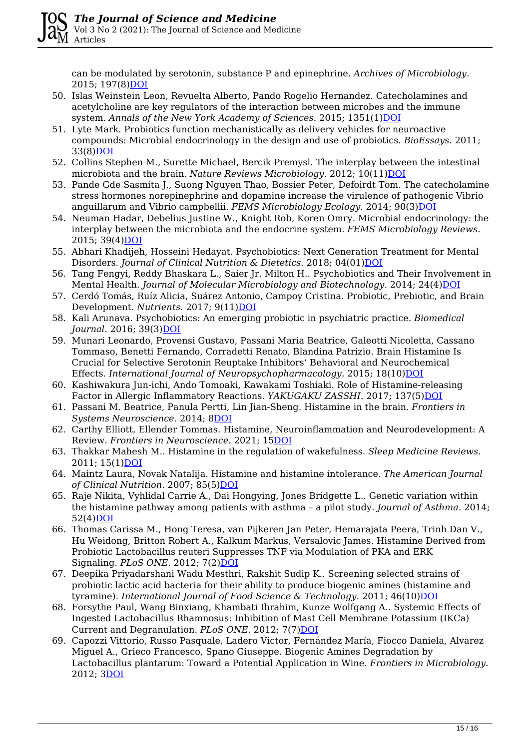can be modulated by serotonin, substance P and epinephrine. *Archives of Microbiology.* 2015; 197(8)DOI

50. Islas Weinstein Leon, Revuelta Alberto, Pando Rogelio Hernandez. Catecholamines and acetylcholine are key regulators of the interaction between microbes and the immune system. *Annals of the New York Academy of Sciences.* 2015; 1351(1)DOI
51. Lyte Mark. Probiotics function mechanistically as delivery vehicles for neuroactive compounds: Microbial endocrinology in the design and use of probiotics. *BioEssays.* 2011; 33(8)DOI
52. Collins Stephen M., Surette Michael, Bercik Premysl. The interplay between the intestinal microbiota and the brain. *Nature Reviews Microbiology.* 2012; 10(11)DOI
53. Pande Gde Sasmita J., Suong Nguyen Thao, Bossier Peter, Defoirdt Tom. The catecholamine stress hormones norepinephrine and dopamine increase the virulence of pathogenic Vibrio anguillarum and Vibrio campbellii. *FEMS Microbiology Ecology.* 2014; 90(3)DOI
54. Neuman Hadar, Debelius Justine W., Knight Rob, Koren Omry. Microbial endocrinology: the interplay between the microbiota and the endocrine system. *FEMS Microbiology Reviews.* 2015; 39(4)DOI
55. Abhari Khadijeh, Hosseini Hedayat. Psychobiotics: Next Generation Treatment for Mental Disorders. *Journal of Clinical Nutrition & Dietetics.* 2018; 04(01)DOI
56. Tang Fengyi, Reddy Bhaskara L., Saier Jr. Milton H.. Psychobiotics and Their Involvement in Mental Health. *Journal of Molecular Microbiology and Biotechnology.* 2014; 24(4)DOI
57. Cerdó Tomás, Ruíz Alicia, Suárez Antonio, Campoy Cristina. Probiotic, Prebiotic, and Brain Development. *Nutrients.* 2017; 9(11)DOI
58. Kali Arunava. Psychobiotics: An emerging probiotic in psychiatric practice. *Biomedical Journal.* 2016; 39(3)DOI
59. Munari Leonardo, Provensi Gustavo, Passani Maria Beatrice, Galeotti Nicoletta, Cassano Tommaso, Benetti Fernando, Corradetti Renato, Blandina Patrizio. Brain Histamine Is Crucial for Selective Serotonin Reuptake Inhibitors' Behavioral and Neurochemical Effects. *International Journal of Neuropsychopharmacology.* 2015; 18(10)DOI
60. Kashiwakura Jun-ichi, Ando Tomoaki, Kawakami Toshiaki. Role of Histamine-releasing Factor in Allergic Inflammatory Reactions. *YAKUGAKU ZASSHI.* 2017; 137(5)DOI
61. Passani M. Beatrice, Panula Pertti, Lin Jian-Sheng. Histamine in the brain. *Frontiers in Systems Neuroscience.* 2014; 8DOI
62. Carthy Elliott, Ellender Tommas. Histamine, Neuroinflammation and Neurodevelopment: A Review. *Frontiers in Neuroscience.* 2021; 15DOI
63. Thakkar Mahesh M.. Histamine in the regulation of wakefulness. *Sleep Medicine Reviews.* 2011; 15(1)DOI
64. Maintz Laura, Novak Natalija. Histamine and histamine intolerance. *The American Journal of Clinical Nutrition.* 2007; 85(5)DOI
65. Raje Nikita, Vyhlidal Carrie A., Dai Hongying, Jones Bridgette L.. Genetic variation within the histamine pathway among patients with asthma – a pilot study. *Journal of Asthma.* 2014; 52(4)DOI
66. Thomas Carissa M., Hong Teresa, van Pijkeren Jan Peter, Hemarajata Peera, Trinh Dan V., Hu Weidong, Britton Robert A., Kalkum Markus, Versalovic James. Histamine Derived from Probiotic Lactobacillus reuteri Suppresses TNF via Modulation of PKA and ERK Signaling. *PLoS ONE.* 2012; 7(2)DOI
67. Deepika Priyadarshani Wadu Mesthri, Rakshit Sudip K.. Screening selected strains of probiotic lactic acid bacteria for their ability to produce biogenic amines (histamine and tyramine). *International Journal of Food Science & Technology.* 2011; 46(10)DOI
68. Forsythe Paul, Wang Binxiang, Khambati Ibrahim, Kunze Wolfgang A.. Systemic Effects of Ingested Lactobacillus Rhamnosus: Inhibition of Mast Cell Membrane Potassium (IKCa) Current and Degranulation. *PLoS ONE.* 2012; 7(7)DOI
69. Capozzi Vittorio, Russo Pasquale, Ladero Victor, Fernández María, Fiocco Daniela, Alvarez Miguel A., Grieco Francesco, Spano Giuseppe. Biogenic Amines Degradation by Lactobacillus plantarum: Toward a Potential Application in Wine. *Frontiers in Microbiology.* 2012; 3DOI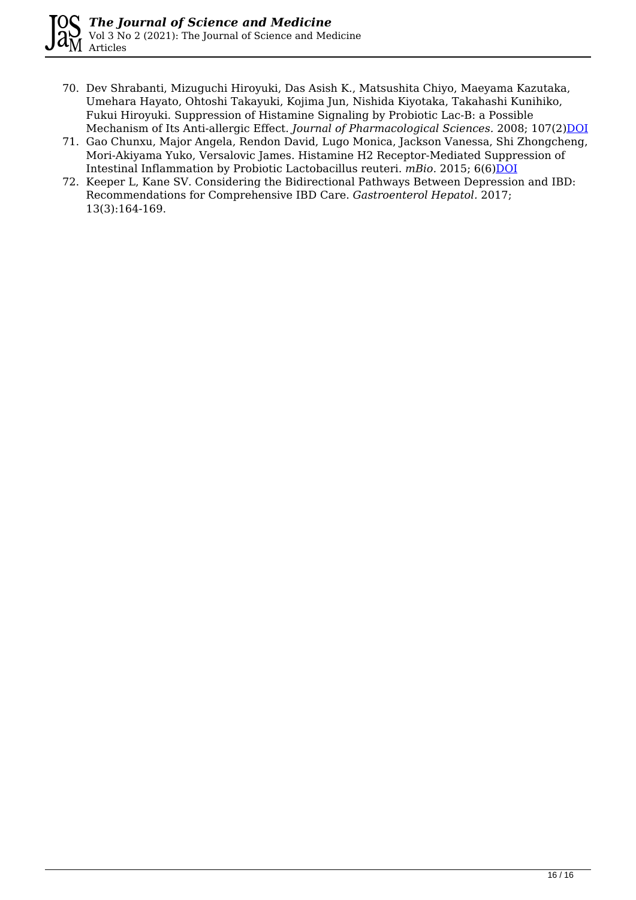70. Dev Shrabanti, Mizuguchi Hiroyuki, Das Asish K., Matsushita Chiyo, Maeyama Kazutaka, Umehara Hayato, Ohtoshi Takayuki, Kojima Jun, Nishida Kiyotaka, Takahashi Kunihiko, Fukui Hiroyuki. Suppression of Histamine Signaling by Probiotic Lac-B: a Possible Mechanism of Its Anti-allergic Effect. *Journal of Pharmacological Sciences*. 2008; 107(2)DOI
71. Gao Chunxu, Major Angela, Rendon David, Lugo Monica, Jackson Vanessa, Shi Zhongcheng, Mori-Akiyama Yuko, Versalovic James. Histamine H2 Receptor-Mediated Suppression of Intestinal Inflammation by Probiotic Lactobacillus reuteri. *mBio*. 2015; 6(6)DOI
72. Keeper L, Kane SV. Considering the Bidirectional Pathways Between Depression and IBD: Recommendations for Comprehensive IBD Care. *Gastroenterol Hepatol*. 2017; 13(3):164-169.